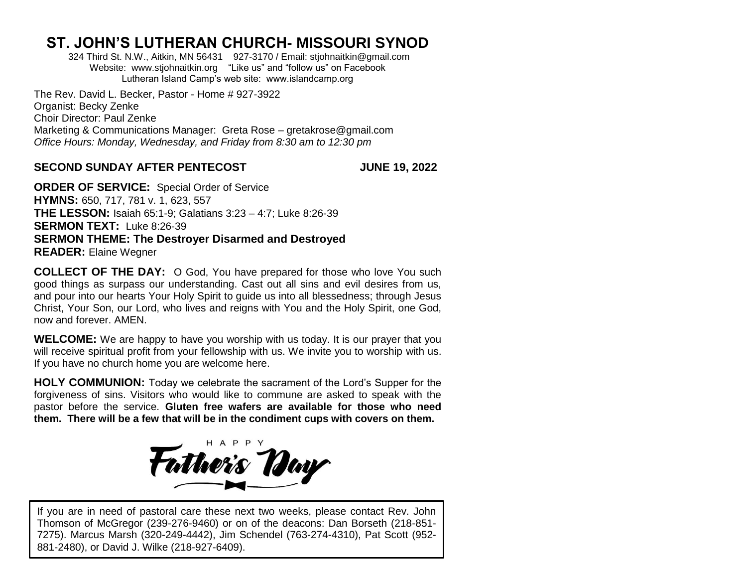# ST. JOHN'S LUTHERAN CHURCH- MISSOURI SYNOD

324 Third St. N.W., Aitkin, MN 56431 927-3170 / Email: stjohnaitkin@gmail.com
Website: www.stjohnaitkin.org "Like us" and "follow us" on Facebook
Lutheran Island Camp's web site: www.islandcamp.org

The Rev. David L. Becker, Pastor - Home # 927-3922
Organist: Becky Zenke
Choir Director: Paul Zenke
Marketing & Communications Manager: Greta Rose – gretakrose@gmail.com
*Office Hours: Monday, Wednesday, and Friday from 8:30 am to 12:30 pm*

**SECOND SUNDAY AFTER PENTECOST** **JUNE 19, 2022**

**ORDER OF SERVICE:** Special Order of Service
**HYMNS:** 650, 717, 781 v. 1, 623, 557
**THE LESSON:** Isaiah 65:1-9; Galatians 3:23 – 4:7; Luke 8:26-39
**SERMON TEXT:** Luke 8:26-39
**SERMON THEME: The Destroyer Disarmed and Destroyed**
**READER:** Elaine Wegner

**COLLECT OF THE DAY:** O God, You have prepared for those who love You such good things as surpass our understanding. Cast out all sins and evil desires from us, and pour into our hearts Your Holy Spirit to guide us into all blessedness; through Jesus Christ, Your Son, our Lord, who lives and reigns with You and the Holy Spirit, one God, now and forever. AMEN.

**WELCOME:** We are happy to have you worship with us today. It is our prayer that you will receive spiritual profit from your fellowship with us. We invite you to worship with us. If you have no church home you are welcome here.

**HOLY COMMUNION:** Today we celebrate the sacrament of the Lord's Supper for the forgiveness of sins. Visitors who would like to commune are asked to speak with the pastor before the service. **Gluten free wafers are available for those who need them. There will be a few that will be in the condiment cups with covers on them.**

HAPPY Father's Day

If you are in need of pastoral care these next two weeks, please contact Rev. John Thomson of McGregor (239-276-9460) or on of the deacons: Dan Borseth (218-851-7275). Marcus Marsh (320-249-4442), Jim Schendel (763-274-4310), Pat Scott (952-881-2480), or David J. Wilke (218-927-6409).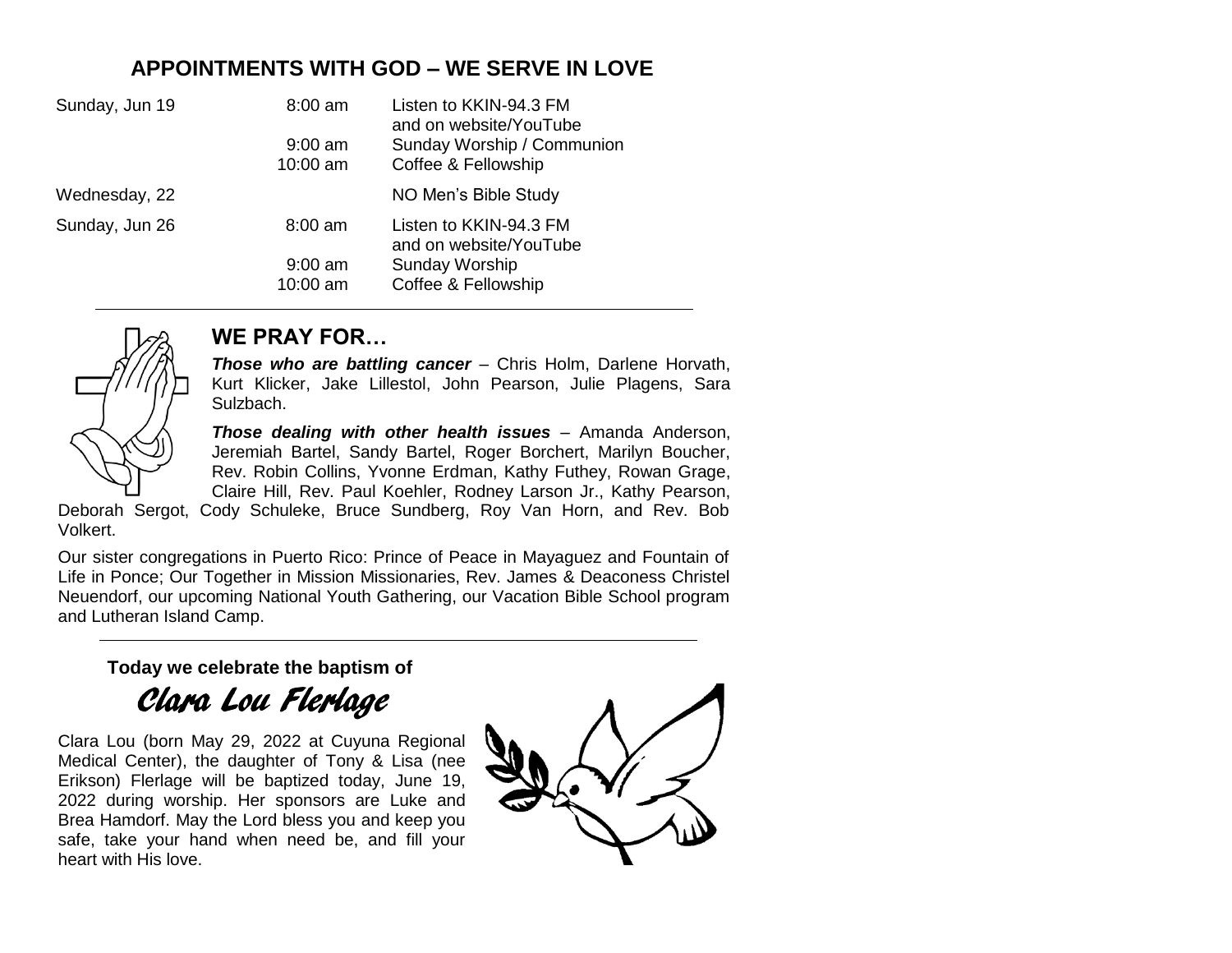## APPOINTMENTS WITH GOD – WE SERVE IN LOVE

| | | |
|---|---|---|
| Sunday, Jun 19 | 8:00 am | Listen to KKIN-94.3 FM and on website/YouTube |
| | 9:00 am | Sunday Worship / Communion |
| | 10:00 am | Coffee & Fellowship |
| Wednesday, 22 | | NO Men's Bible Study |
| Sunday, Jun 26 | 8:00 am | Listen to KKIN-94.3 FM and on website/YouTube |
| | 9:00 am | Sunday Worship |
| | 10:00 am | Coffee & Fellowship |

---

## WE PRAY FOR…

***Those who are battling cancer*** – Chris Holm, Darlene Horvath, Kurt Klicker, Jake Lillestol, John Pearson, Julie Plagens, Sara Sulzbach.

***Those dealing with other health issues*** – Amanda Anderson, Jeremiah Bartel, Sandy Bartel, Roger Borchert, Marilyn Boucher, Rev. Robin Collins, Yvonne Erdman, Kathy Futhey, Rowan Grage, Claire Hill, Rev. Paul Koehler, Rodney Larson Jr., Kathy Pearson, Deborah Sergot, Cody Schuleke, Bruce Sundberg, Roy Van Horn, and Rev. Bob Volkert.

Our sister congregations in Puerto Rico: Prince of Peace in Mayaguez and Fountain of Life in Ponce; Our Together in Mission Missionaries, Rev. James & Deaconess Christel Neuendorf, our upcoming National Youth Gathering, our Vacation Bible School program and Lutheran Island Camp.

---

**Today we celebrate the baptism of**

***Clara Lou Flerlage***

Clara Lou (born May 29, 2022 at Cuyuna Regional Medical Center), the daughter of Tony & Lisa (nee Erikson) Flerlage will be baptized today, June 19, 2022 during worship. Her sponsors are Luke and Brea Hamdorf. May the Lord bless you and keep you safe, take your hand when need be, and fill your heart with His love.